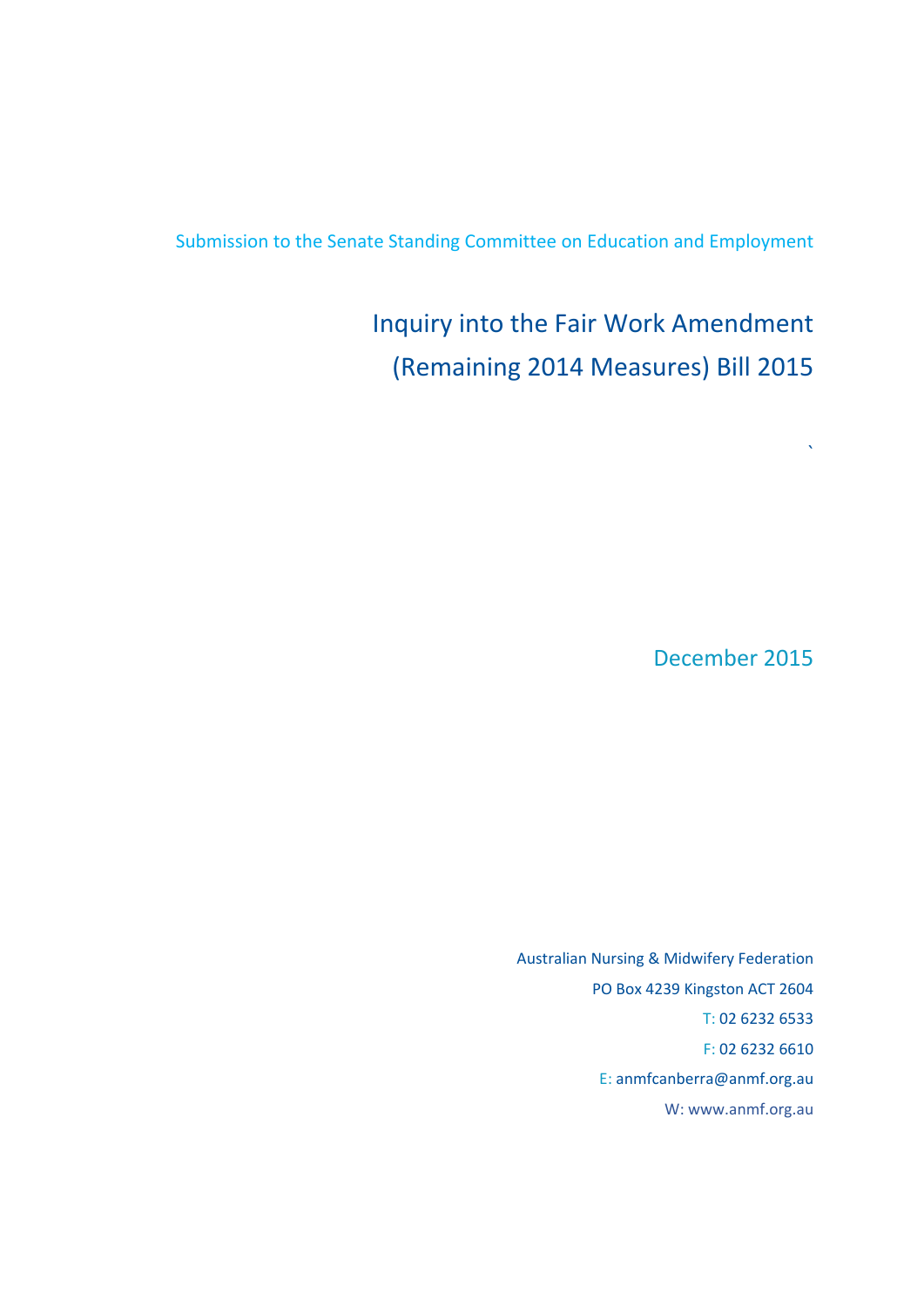Submission to the Senate Standing Committee on Education and Employment

# Inquiry into the Fair Work Amendment (Remaining 2014 Measures) Bill 2015

`

December 2015

Australian Nursing & Midwifery Federation

PO Box 4239 Kingston ACT 2604

T: 02 6232 6533

F: 02 6232 6610

E: anmfcanberra@anmf.org.au

W: www.anmf.org.au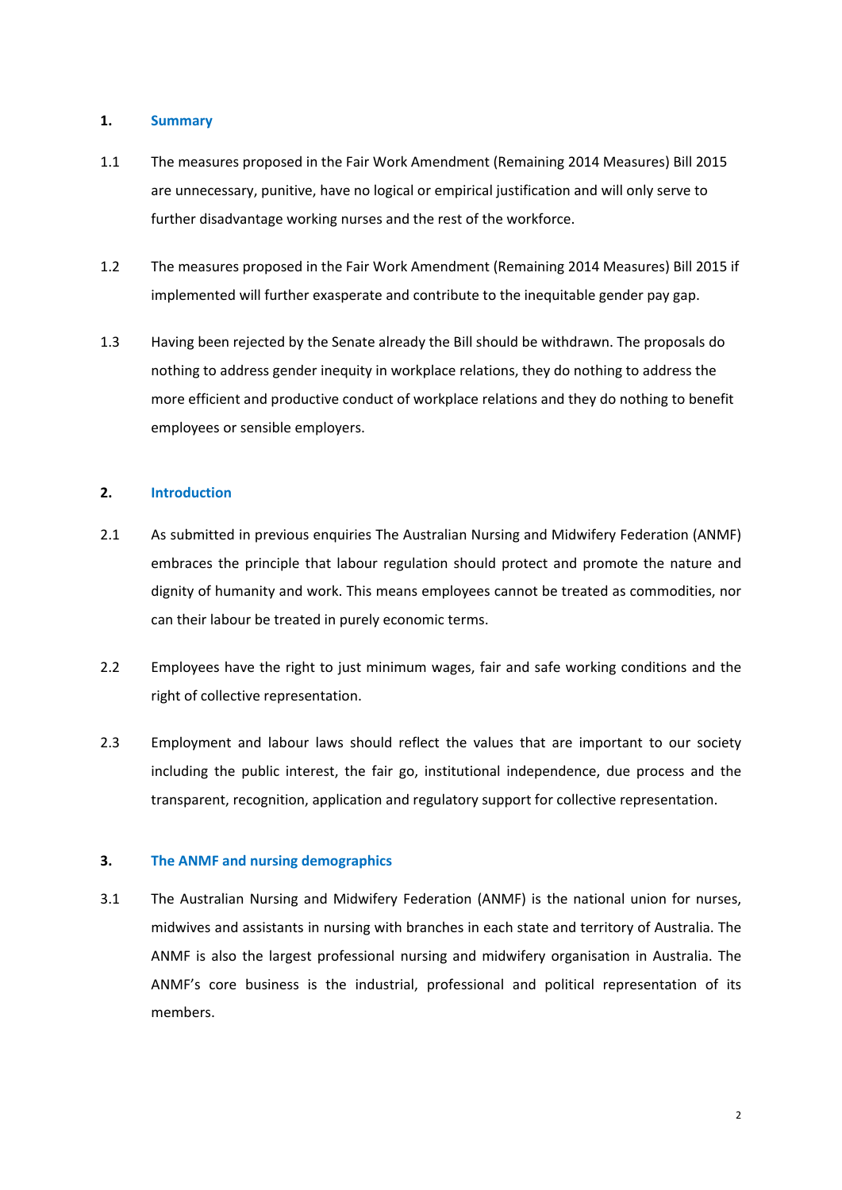## 1. Summary

1.1 The measures proposed in the Fair Work Amendment (Remaining 2014 Measures) Bill 2015 are unnecessary, punitive, have no logical or empirical justification and will only serve to further disadvantage working nurses and the rest of the workforce.

1.2 The measures proposed in the Fair Work Amendment (Remaining 2014 Measures) Bill 2015 if implemented will further exasperate and contribute to the inequitable gender pay gap.

1.3 Having been rejected by the Senate already the Bill should be withdrawn. The proposals do nothing to address gender inequity in workplace relations, they do nothing to address the more efficient and productive conduct of workplace relations and they do nothing to benefit employees or sensible employers.

## 2. Introduction

2.1 As submitted in previous enquiries The Australian Nursing and Midwifery Federation (ANMF) embraces the principle that labour regulation should protect and promote the nature and dignity of humanity and work. This means employees cannot be treated as commodities, nor can their labour be treated in purely economic terms.

2.2 Employees have the right to just minimum wages, fair and safe working conditions and the right of collective representation.

2.3 Employment and labour laws should reflect the values that are important to our society including the public interest, the fair go, institutional independence, due process and the transparent, recognition, application and regulatory support for collective representation.

## 3. The ANMF and nursing demographics

3.1 The Australian Nursing and Midwifery Federation (ANMF) is the national union for nurses, midwives and assistants in nursing with branches in each state and territory of Australia. The ANMF is also the largest professional nursing and midwifery organisation in Australia. The ANMF's core business is the industrial, professional and political representation of its members.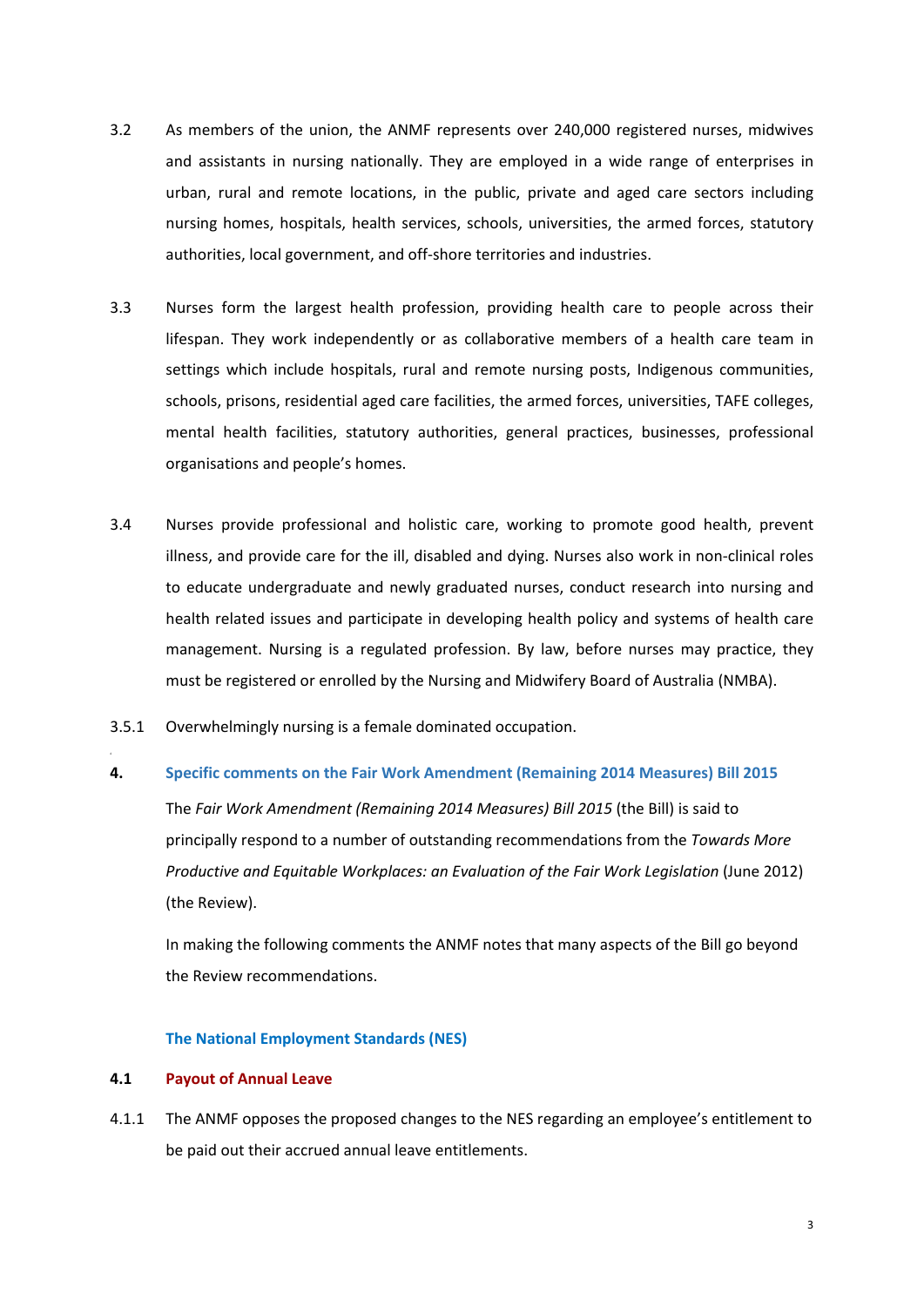3.2 As members of the union, the ANMF represents over 240,000 registered nurses, midwives and assistants in nursing nationally. They are employed in a wide range of enterprises in urban, rural and remote locations, in the public, private and aged care sectors including nursing homes, hospitals, health services, schools, universities, the armed forces, statutory authorities, local government, and off-shore territories and industries.

3.3 Nurses form the largest health profession, providing health care to people across their lifespan. They work independently or as collaborative members of a health care team in settings which include hospitals, rural and remote nursing posts, Indigenous communities, schools, prisons, residential aged care facilities, the armed forces, universities, TAFE colleges, mental health facilities, statutory authorities, general practices, businesses, professional organisations and people's homes.

3.4 Nurses provide professional and holistic care, working to promote good health, prevent illness, and provide care for the ill, disabled and dying. Nurses also work in non-clinical roles to educate undergraduate and newly graduated nurses, conduct research into nursing and health related issues and participate in developing health policy and systems of health care management. Nursing is a regulated profession. By law, before nurses may practice, they must be registered or enrolled by the Nursing and Midwifery Board of Australia (NMBA).

3.5.1 Overwhelmingly nursing is a female dominated occupation.

## 4. Specific comments on the Fair Work Amendment (Remaining 2014 Measures) Bill 2015

The *Fair Work Amendment (Remaining 2014 Measures) Bill 2015* (the Bill) is said to principally respond to a number of outstanding recommendations from the *Towards More Productive and Equitable Workplaces: an Evaluation of the Fair Work Legislation* (June 2012) (the Review).

In making the following comments the ANMF notes that many aspects of the Bill go beyond the Review recommendations.

### The National Employment Standards (NES)

### 4.1 Payout of Annual Leave

4.1.1 The ANMF opposes the proposed changes to the NES regarding an employee's entitlement to be paid out their accrued annual leave entitlements.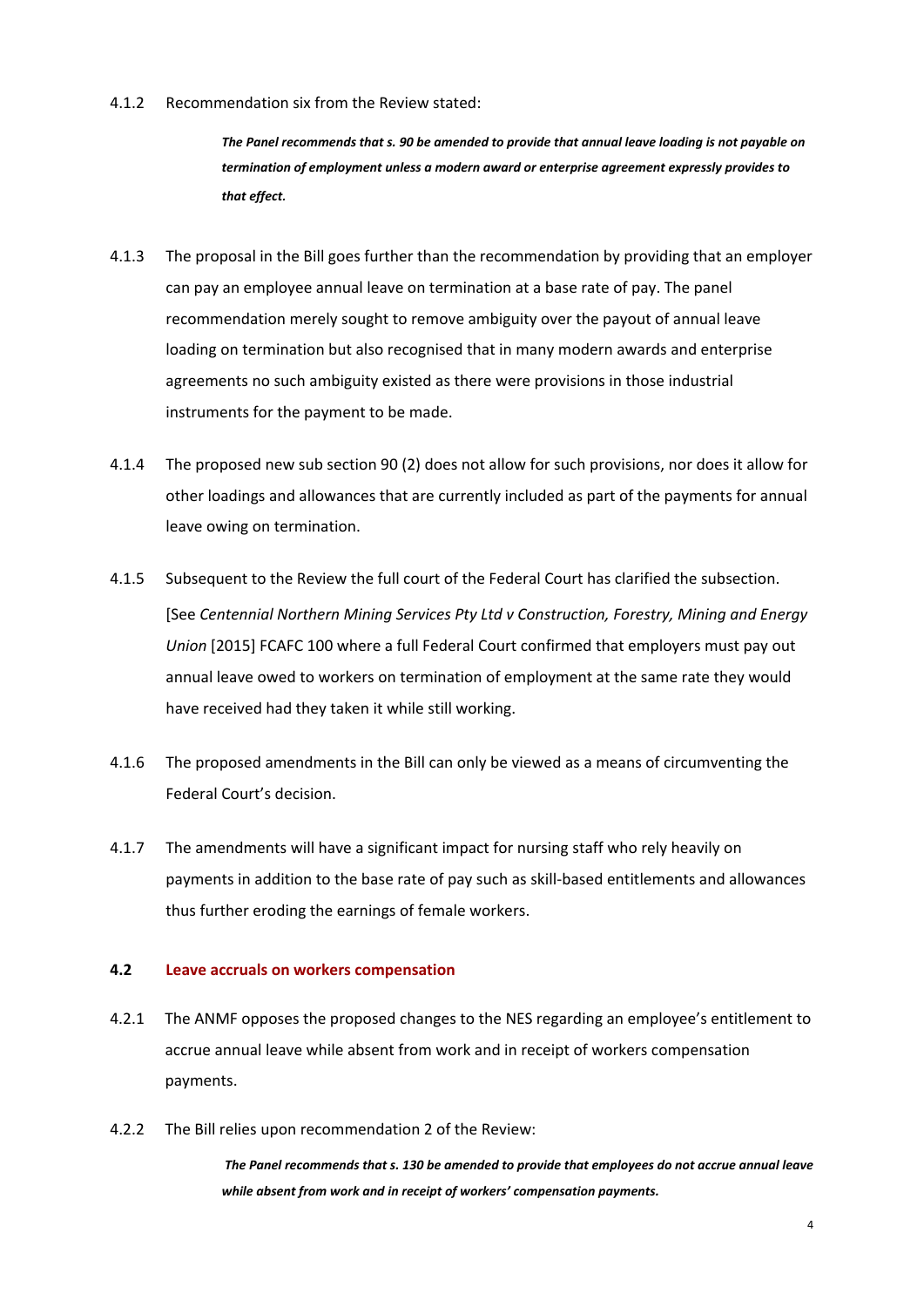4.1.2 Recommendation six from the Review stated:

> ***The Panel recommends that s. 90 be amended to provide that annual leave loading is not payable on termination of employment unless a modern award or enterprise agreement expressly provides to that effect.***

4.1.3 The proposal in the Bill goes further than the recommendation by providing that an employer can pay an employee annual leave on termination at a base rate of pay. The panel recommendation merely sought to remove ambiguity over the payout of annual leave loading on termination but also recognised that in many modern awards and enterprise agreements no such ambiguity existed as there were provisions in those industrial instruments for the payment to be made.

4.1.4 The proposed new sub section 90 (2) does not allow for such provisions, nor does it allow for other loadings and allowances that are currently included as part of the payments for annual leave owing on termination.

4.1.5 Subsequent to the Review the full court of the Federal Court has clarified the subsection. [See *Centennial Northern Mining Services Pty Ltd v Construction, Forestry, Mining and Energy Union* [2015] FCAFC 100 where a full Federal Court confirmed that employers must pay out annual leave owed to workers on termination of employment at the same rate they would have received had they taken it while still working.

4.1.6 The proposed amendments in the Bill can only be viewed as a means of circumventing the Federal Court's decision.

4.1.7 The amendments will have a significant impact for nursing staff who rely heavily on payments in addition to the base rate of pay such as skill-based entitlements and allowances thus further eroding the earnings of female workers.

### 4.2 Leave accruals on workers compensation

4.2.1 The ANMF opposes the proposed changes to the NES regarding an employee's entitlement to accrue annual leave while absent from work and in receipt of workers compensation payments.

4.2.2 The Bill relies upon recommendation 2 of the Review:

> ***The Panel recommends that s. 130 be amended to provide that employees do not accrue annual leave while absent from work and in receipt of workers' compensation payments.***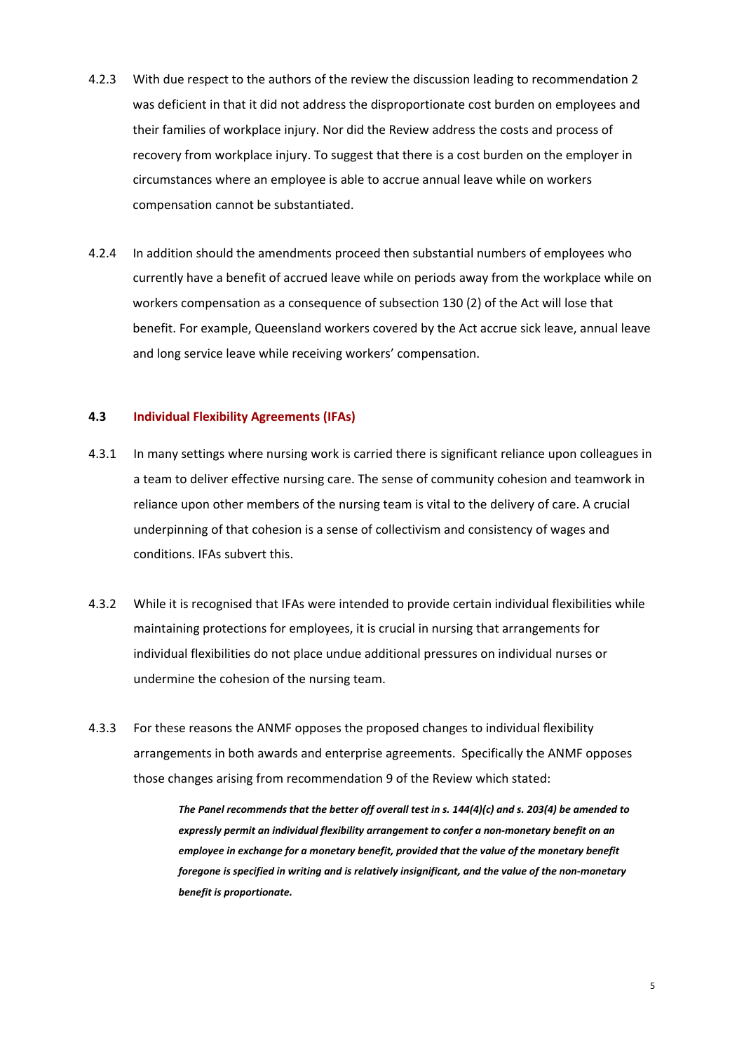4.2.3 With due respect to the authors of the review the discussion leading to recommendation 2 was deficient in that it did not address the disproportionate cost burden on employees and their families of workplace injury. Nor did the Review address the costs and process of recovery from workplace injury. To suggest that there is a cost burden on the employer in circumstances where an employee is able to accrue annual leave while on workers compensation cannot be substantiated.

4.2.4 In addition should the amendments proceed then substantial numbers of employees who currently have a benefit of accrued leave while on periods away from the workplace while on workers compensation as a consequence of subsection 130 (2) of the Act will lose that benefit. For example, Queensland workers covered by the Act accrue sick leave, annual leave and long service leave while receiving workers' compensation.

### 4.3 Individual Flexibility Agreements (IFAs)

4.3.1 In many settings where nursing work is carried there is significant reliance upon colleagues in a team to deliver effective nursing care. The sense of community cohesion and teamwork in reliance upon other members of the nursing team is vital to the delivery of care. A crucial underpinning of that cohesion is a sense of collectivism and consistency of wages and conditions. IFAs subvert this.

4.3.2 While it is recognised that IFAs were intended to provide certain individual flexibilities while maintaining protections for employees, it is crucial in nursing that arrangements for individual flexibilities do not place undue additional pressures on individual nurses or undermine the cohesion of the nursing team.

4.3.3 For these reasons the ANMF opposes the proposed changes to individual flexibility arrangements in both awards and enterprise agreements. Specifically the ANMF opposes those changes arising from recommendation 9 of the Review which stated:

> ***The Panel recommends that the better off overall test in s. 144(4)(c) and s. 203(4) be amended to expressly permit an individual flexibility arrangement to confer a non-monetary benefit on an employee in exchange for a monetary benefit, provided that the value of the monetary benefit foregone is specified in writing and is relatively insignificant, and the value of the non-monetary benefit is proportionate.***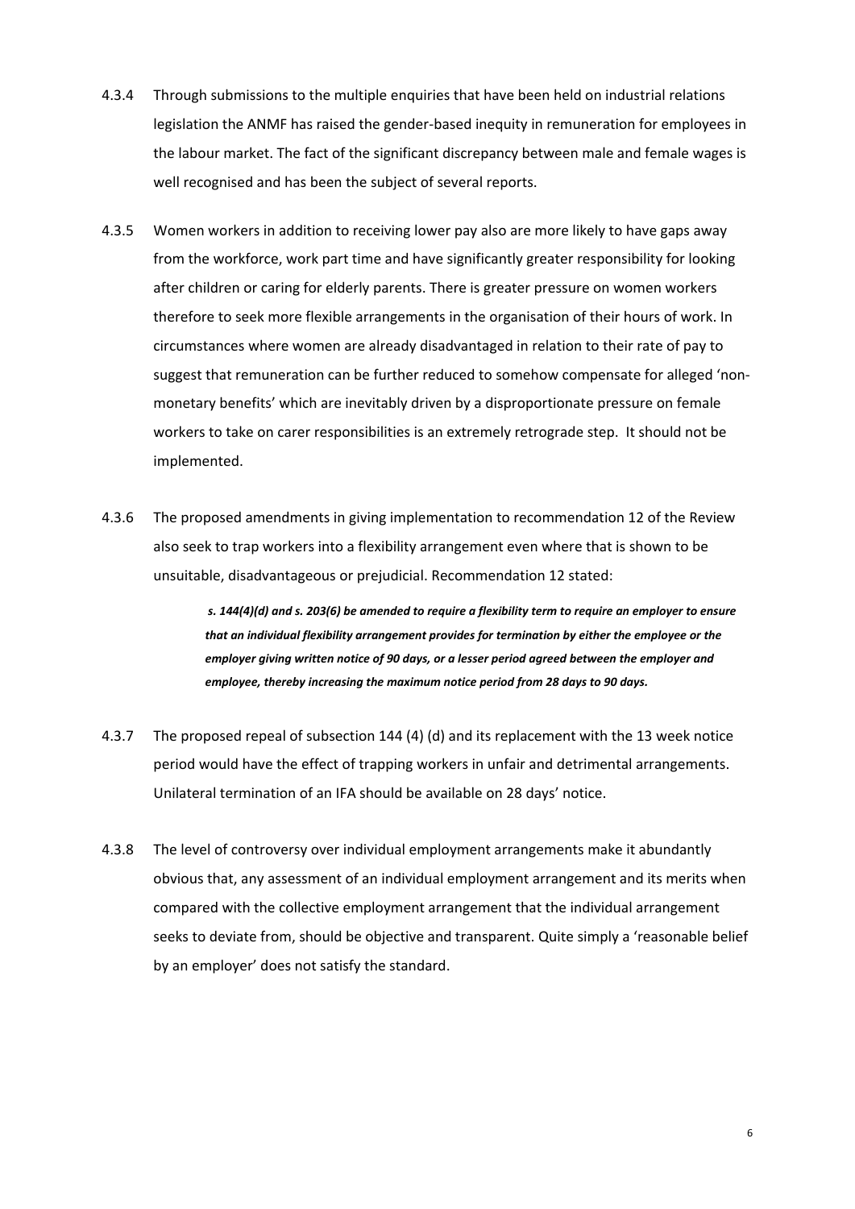4.3.4 Through submissions to the multiple enquiries that have been held on industrial relations legislation the ANMF has raised the gender-based inequity in remuneration for employees in the labour market. The fact of the significant discrepancy between male and female wages is well recognised and has been the subject of several reports.

4.3.5 Women workers in addition to receiving lower pay also are more likely to have gaps away from the workforce, work part time and have significantly greater responsibility for looking after children or caring for elderly parents. There is greater pressure on women workers therefore to seek more flexible arrangements in the organisation of their hours of work. In circumstances where women are already disadvantaged in relation to their rate of pay to suggest that remuneration can be further reduced to somehow compensate for alleged 'non-monetary benefits' which are inevitably driven by a disproportionate pressure on female workers to take on carer responsibilities is an extremely retrograde step. It should not be implemented.

4.3.6 The proposed amendments in giving implementation to recommendation 12 of the Review also seek to trap workers into a flexibility arrangement even where that is shown to be unsuitable, disadvantageous or prejudicial. Recommendation 12 stated:

> ***s. 144(4)(d) and s. 203(6) be amended to require a flexibility term to require an employer to ensure that an individual flexibility arrangement provides for termination by either the employee or the employer giving written notice of 90 days, or a lesser period agreed between the employer and employee, thereby increasing the maximum notice period from 28 days to 90 days.***

4.3.7 The proposed repeal of subsection 144 (4) (d) and its replacement with the 13 week notice period would have the effect of trapping workers in unfair and detrimental arrangements. Unilateral termination of an IFA should be available on 28 days' notice.

4.3.8 The level of controversy over individual employment arrangements make it abundantly obvious that, any assessment of an individual employment arrangement and its merits when compared with the collective employment arrangement that the individual arrangement seeks to deviate from, should be objective and transparent. Quite simply a 'reasonable belief by an employer' does not satisfy the standard.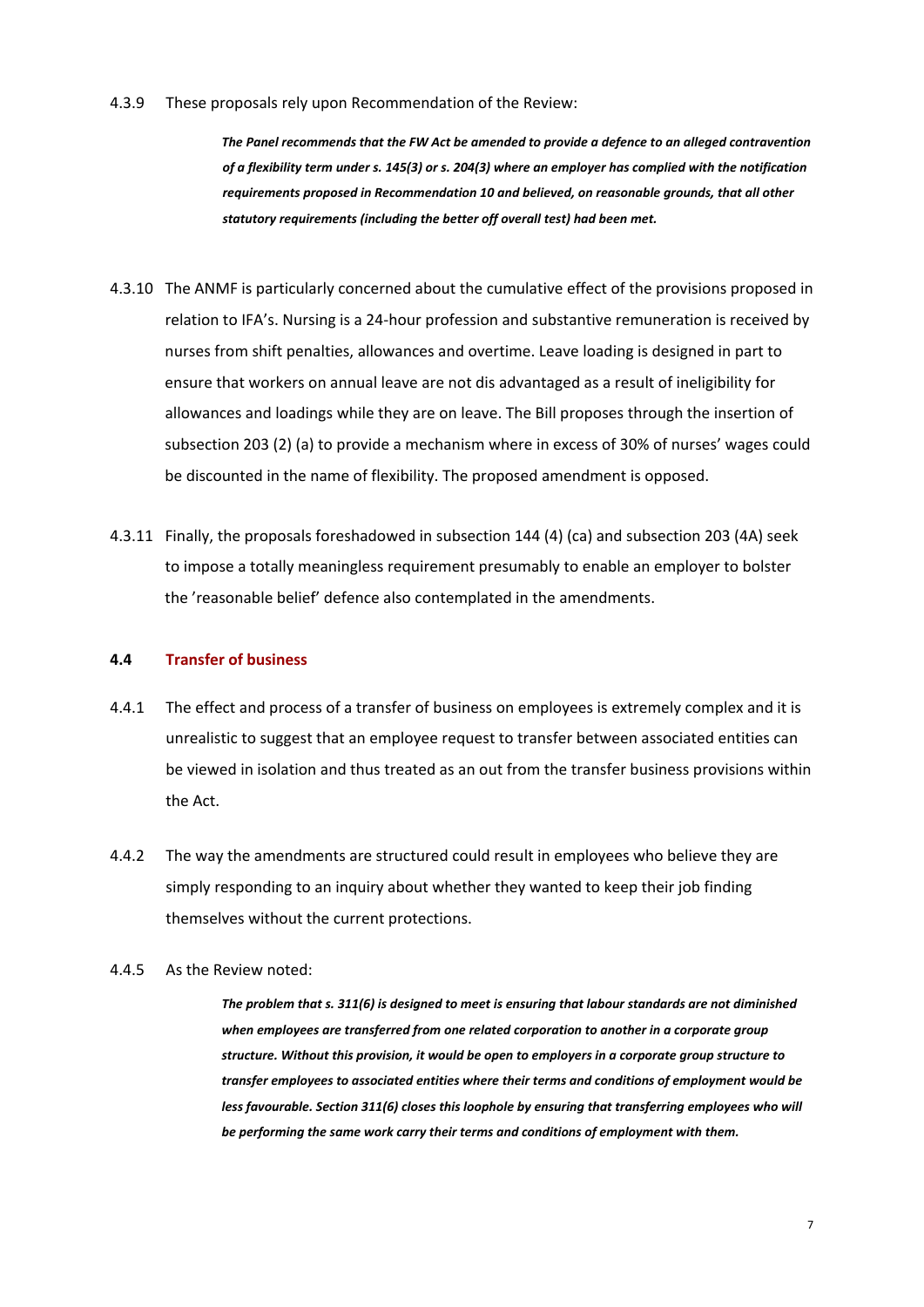4.3.9 These proposals rely upon Recommendation of the Review:

> ***The Panel recommends that the FW Act be amended to provide a defence to an alleged contravention of a flexibility term under s. 145(3) or s. 204(3) where an employer has complied with the notification requirements proposed in Recommendation 10 and believed, on reasonable grounds, that all other statutory requirements (including the better off overall test) had been met.***

4.3.10 The ANMF is particularly concerned about the cumulative effect of the provisions proposed in relation to IFA's. Nursing is a 24-hour profession and substantive remuneration is received by nurses from shift penalties, allowances and overtime. Leave loading is designed in part to ensure that workers on annual leave are not dis advantaged as a result of ineligibility for allowances and loadings while they are on leave. The Bill proposes through the insertion of subsection 203 (2) (a) to provide a mechanism where in excess of 30% of nurses' wages could be discounted in the name of flexibility. The proposed amendment is opposed.

4.3.11 Finally, the proposals foreshadowed in subsection 144 (4) (ca) and subsection 203 (4A) seek to impose a totally meaningless requirement presumably to enable an employer to bolster the 'reasonable belief' defence also contemplated in the amendments.

### 4.4 Transfer of business

4.4.1 The effect and process of a transfer of business on employees is extremely complex and it is unrealistic to suggest that an employee request to transfer between associated entities can be viewed in isolation and thus treated as an out from the transfer business provisions within the Act.

4.4.2 The way the amendments are structured could result in employees who believe they are simply responding to an inquiry about whether they wanted to keep their job finding themselves without the current protections.

4.4.5 As the Review noted:

> ***The problem that s. 311(6) is designed to meet is ensuring that labour standards are not diminished when employees are transferred from one related corporation to another in a corporate group structure. Without this provision, it would be open to employers in a corporate group structure to transfer employees to associated entities where their terms and conditions of employment would be less favourable. Section 311(6) closes this loophole by ensuring that transferring employees who will be performing the same work carry their terms and conditions of employment with them.***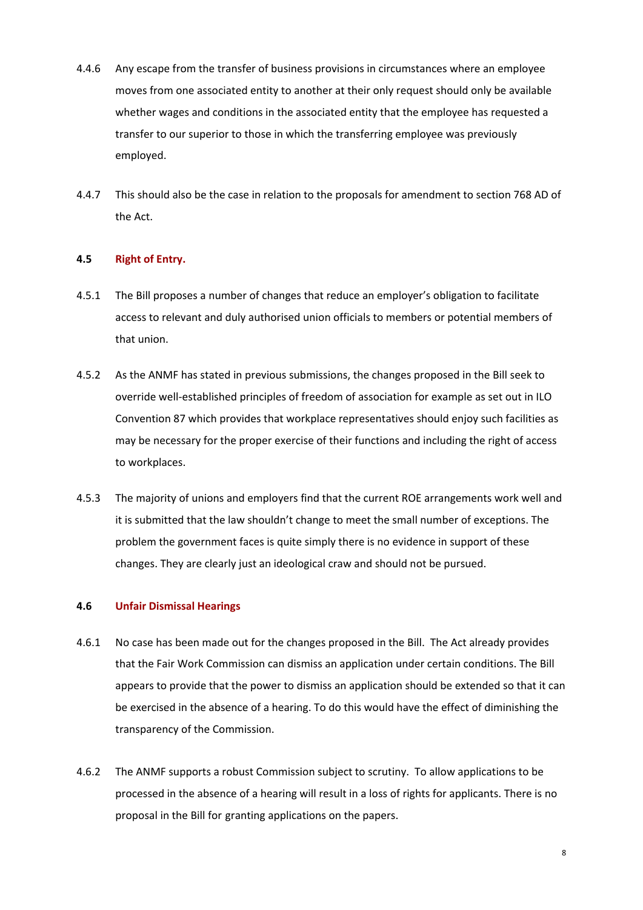4.4.6 Any escape from the transfer of business provisions in circumstances where an employee moves from one associated entity to another at their only request should only be available whether wages and conditions in the associated entity that the employee has requested a transfer to our superior to those in which the transferring employee was previously employed.

4.4.7 This should also be the case in relation to the proposals for amendment to section 768 AD of the Act.

### 4.5 Right of Entry.

4.5.1 The Bill proposes a number of changes that reduce an employer's obligation to facilitate access to relevant and duly authorised union officials to members or potential members of that union.

4.5.2 As the ANMF has stated in previous submissions, the changes proposed in the Bill seek to override well-established principles of freedom of association for example as set out in ILO Convention 87 which provides that workplace representatives should enjoy such facilities as may be necessary for the proper exercise of their functions and including the right of access to workplaces.

4.5.3 The majority of unions and employers find that the current ROE arrangements work well and it is submitted that the law shouldn't change to meet the small number of exceptions. The problem the government faces is quite simply there is no evidence in support of these changes. They are clearly just an ideological craw and should not be pursued.

### 4.6 Unfair Dismissal Hearings

4.6.1 No case has been made out for the changes proposed in the Bill. The Act already provides that the Fair Work Commission can dismiss an application under certain conditions. The Bill appears to provide that the power to dismiss an application should be extended so that it can be exercised in the absence of a hearing. To do this would have the effect of diminishing the transparency of the Commission.

4.6.2 The ANMF supports a robust Commission subject to scrutiny. To allow applications to be processed in the absence of a hearing will result in a loss of rights for applicants. There is no proposal in the Bill for granting applications on the papers.